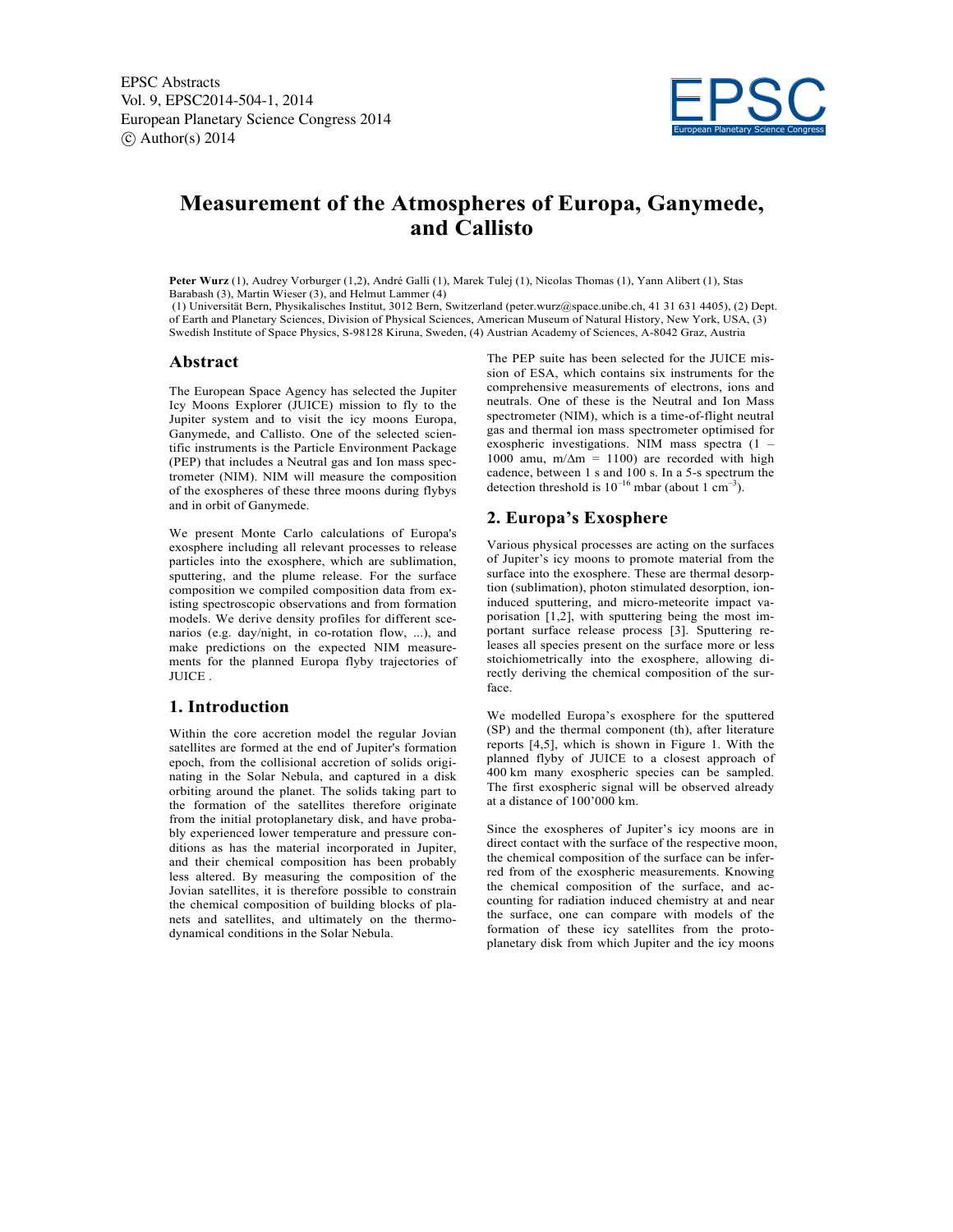# Measurement of the Atmospheres of Europa, Ganymede, and Callisto

**Peter Wurz** (1), Audrey Vorburger (1,2), André Galli (1), Marek Tulej (1), Nicolas Thomas (1), Yann Alibert (1), Stas Barabash (3), Martin Wieser (3), and Helmut Lammer (4)

(1) Universität Bern, Physikalisches Institut, 3012 Bern, Switzerland (peter.wurz@space.unibe.ch, 41 31 631 4405), (2) Dept. of Earth and Planetary Sciences, Division of Physical Sciences, American Museum of Natural History, New York, USA, (3) Swedish Institute of Space Physics, S-98128 Kiruna, Sweden, (4) Austrian Academy of Sciences, A-8042 Graz, Austria

## Abstract

The European Space Agency has selected the Jupiter Icy Moons Explorer (JUICE) mission to fly to the Jupiter system and to visit the icy moons Europa, Ganymede, and Callisto. One of the selected scientific instruments is the Particle Environment Package (PEP) that includes a Neutral gas and Ion mass spectrometer (NIM). NIM will measure the composition of the exospheres of these three moons during flybys and in orbit of Ganymede.

We present Monte Carlo calculations of Europa's exosphere including all relevant processes to release particles into the exosphere, which are sublimation, sputtering, and the plume release. For the surface composition we compiled composition data from existing spectroscopic observations and from formation models. We derive density profiles for different scenarios (e.g. day/night, in co-rotation flow, ...), and make predictions on the expected NIM measurements for the planned Europa flyby trajectories of JUICE .

## 1. Introduction

Within the core accretion model the regular Jovian satellites are formed at the end of Jupiter's formation epoch, from the collisional accretion of solids originating in the Solar Nebula, and captured in a disk orbiting around the planet. The solids taking part to the formation of the satellites therefore originate from the initial protoplanetary disk, and have probably experienced lower temperature and pressure conditions as has the material incorporated in Jupiter, and their chemical composition has been probably less altered. By measuring the composition of the Jovian satellites, it is therefore possible to constrain the chemical composition of building blocks of planets and satellites, and ultimately on the thermodynamical conditions in the Solar Nebula.

The PEP suite has been selected for the JUICE mission of ESA, which contains six instruments for the comprehensive measurements of electrons, ions and neutrals. One of these is the Neutral and Ion Mass spectrometer (NIM), which is a time-of-flight neutral gas and thermal ion mass spectrometer optimised for exospheric investigations. NIM mass spectra (1 – 1000 amu, $m/\Delta m$ = 1100) are recorded with high cadence, between 1 s and 100 s. In a 5-s spectrum the detection threshold is $10^{-16}$ mbar (about 1 $cm^{-3}$).

## 2. Europa's Exosphere

Various physical processes are acting on the surfaces of Jupiter's icy moons to promote material from the surface into the exosphere. These are thermal desorption (sublimation), photon stimulated desorption, ion-induced sputtering, and micro-meteorite impact vaporisation [1,2], with sputtering being the most important surface release process [3]. Sputtering releases all species present on the surface more or less stoichiometrically into the exosphere, allowing directly deriving the chemical composition of the surface.

We modelled Europa's exosphere for the sputtered (SP) and the thermal component (th), after literature reports [4,5], which is shown in Figure 1. With the planned flyby of JUICE to a closest approach of 400 km many exospheric species can be sampled. The first exospheric signal will be observed already at a distance of 100'000 km.

Since the exospheres of Jupiter's icy moons are in direct contact with the surface of the respective moon, the chemical composition of the surface can be inferred from of the exospheric measurements. Knowing the chemical composition of the surface, and accounting for radiation induced chemistry at and near the surface, one can compare with models of the formation of these icy satellites from the protoplanetary disk from which Jupiter and the icy moons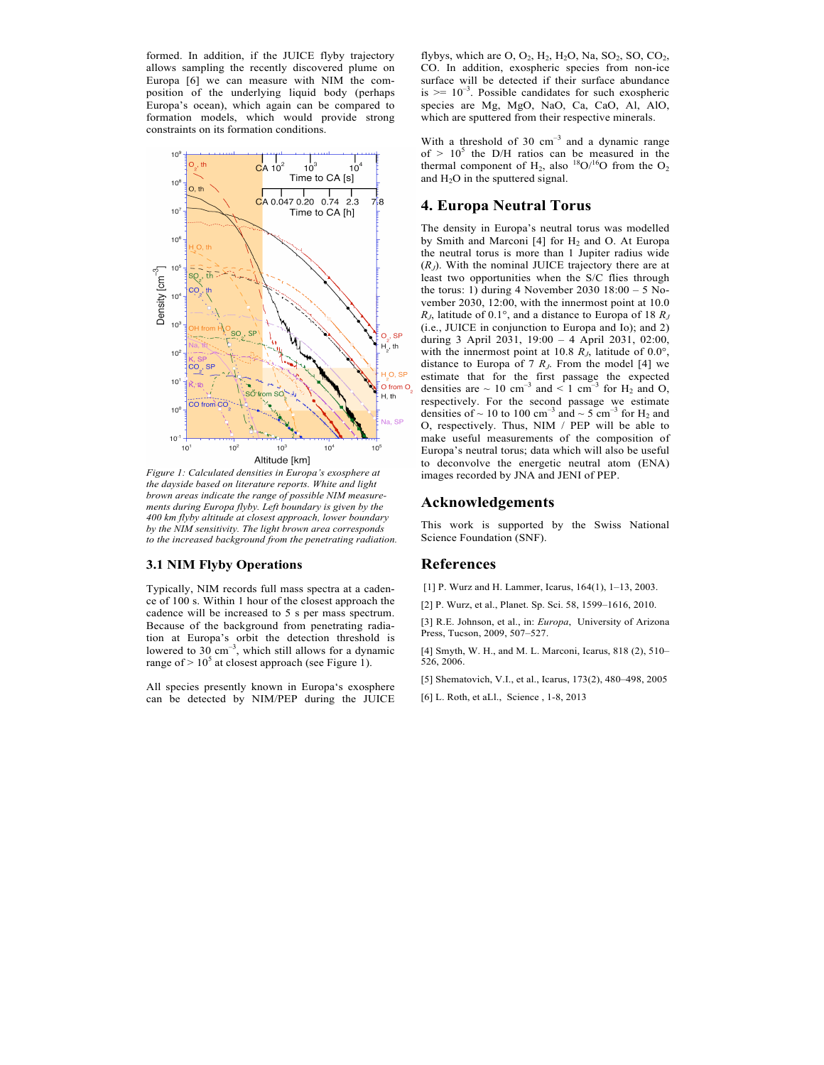formed. In addition, if the JUICE flyby trajectory allows sampling the recently discovered plume on Europa [6] we can measure with NIM the composition of the underlying liquid body (perhaps Europa's ocean), which again can be compared to formation models, which would provide strong constraints on its formation conditions.

$10^9$
$10^8$
$10^7$
$10^6$
$10^5$
$10^4$
$10^3$
$10^2$
$10^1$
$10^0$
$10^{-1}$

Density [cm$^{-3}$]

$10^1$ $10^2$ $10^3$ $10^4$ $10^5$

Altitude [km]

CA $10^2$ $10^3$ $10^4$

Time to CA [s]

CA 0.047 0.20 0.74 2.3 7.8

Time to CA [h]

$O_2$, th
O, th
$H_2O$, th
$SO_2$, th
$CO_2$, th
OH from $H_2O$
$SO_2$, SP
Na, th
K, SP
$CO_2$, SP
K, th
SO from $SO_2$
CO from $CO_2$
$O_2$, SP
$H_2$, th
$H_2O$, SP
O from $O_2$
H, th
Na, SP

*Figure 1: Calculated densities in Europa's exosphere at the dayside based on literature reports. White and light brown areas indicate the range of possible NIM measurements during Europa flyby. Left boundary is given by the 400 km flyby altitude at closest approach, lower boundary by the NIM sensitivity. The light brown area corresponds to the increased background from the penetrating radiation.*

### 3.1 NIM Flyby Operations

Typically, NIM records full mass spectra at a cadence of 100 s. Within 1 hour of the closest approach the cadence will be increased to 5 s per mass spectrum. Because of the background from penetrating radiation at Europa's orbit the detection threshold is lowered to 30 cm$^{-3}$, which still allows for a dynamic range of > $10^5$ at closest approach (see Figure 1).

All species presently known in Europa's exosphere can be detected by NIM/PEP during the JUICE flybys, which are O, $O_2$, $H_2$, $H_2O$, Na, $SO_2$, SO, $CO_2$, CO. In addition, exospheric species from non-ice surface will be detected if their surface abundance is >= $10^{-3}$. Possible candidates for such exospheric species are Mg, MgO, NaO, Ca, CaO, Al, AlO, which are sputtered from their respective minerals.

With a threshold of 30 cm$^{-3}$ and a dynamic range of > $10^5$ the D/H ratios can be measured in the thermal component of $H_2$, also $^{18}O/^{16}O$ from the $O_2$ and $H_2O$ in the sputtered signal.

## 4. Europa Neutral Torus

The density in Europa's neutral torus was modelled by Smith and Marconi [4] for $H_2$ and O. At Europa the neutral torus is more than 1 Jupiter radius wide ($R_J$). With the nominal JUICE trajectory there are at least two opportunities when the S/C flies through the torus: 1) during 4 November 2030 18:00 – 5 November 2030, 12:00, with the innermost point at 10.0 $R_J$, latitude of 0.1°, and a distance to Europa of 18 $R_J$ (i.e., JUICE in conjunction to Europa and Io); and 2) during 3 April 2031, 19:00 – 4 April 2031, 02:00, with the innermost point at 10.8 $R_J$, latitude of 0.0°, distance to Europa of 7 $R_J$. From the model [4] we estimate that for the first passage the expected densities are ~ 10 cm$^{-3}$ and < 1 cm$^{-3}$ for $H_2$ and O, respectively. For the second passage we estimate densities of ~ 10 to 100 cm$^{-3}$ and ~ 5 cm$^{-3}$ for $H_2$ and O, respectively. Thus, NIM / PEP will be able to make useful measurements of the composition of Europa's neutral torus; data which will also be useful to deconvolve the energetic neutral atom (ENA) images recorded by JNA and JENI of PEP.

## Acknowledgements

This work is supported by the Swiss National Science Foundation (SNF).

## References

[1] P. Wurz and H. Lammer, Icarus, 164(1), 1–13, 2003.

[2] P. Wurz, et al., Planet. Sp. Sci. 58, 1599–1616, 2010.

[3] R.E. Johnson, et al., in: *Europa*, University of Arizona Press, Tucson, 2009, 507–527.

[4] Smyth, W. H., and M. L. Marconi, Icarus, 818 (2), 510–526, 2006.

[5] Shematovich, V.I., et al., Icarus, 173(2), 480–498, 2005

[6] L. Roth, et aLl., Science , 1-8, 2013